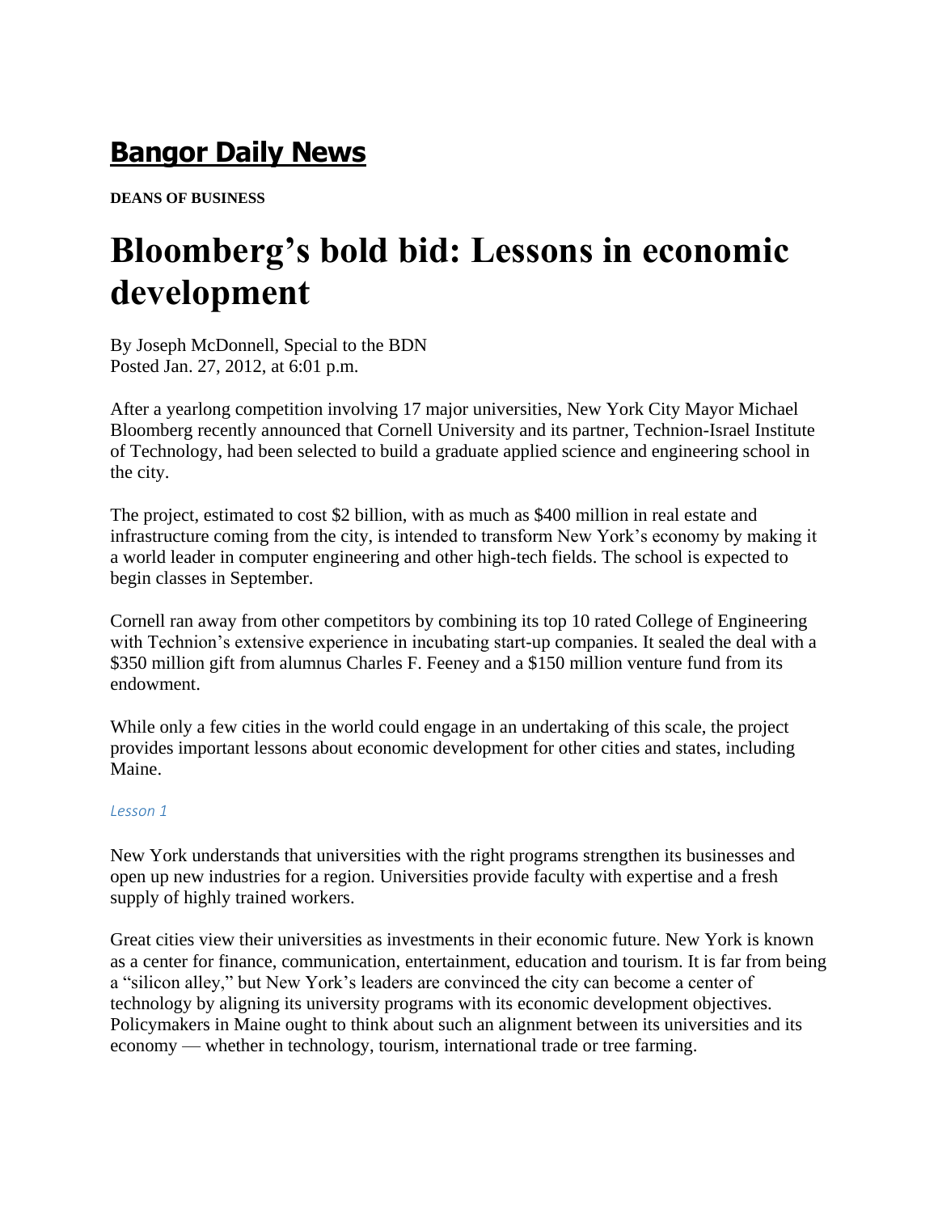# Bangor Daily News

**DEANS OF BUSINESS**

# Bloomberg's bold bid: Lessons in economic development

By Joseph McDonnell, Special to the BDN
Posted Jan. 27, 2012, at 6:01 p.m.

After a yearlong competition involving 17 major universities, New York City Mayor Michael Bloomberg recently announced that Cornell University and its partner, Technion-Israel Institute of Technology, had been selected to build a graduate applied science and engineering school in the city.

The project, estimated to cost $2 billion, with as much as $400 million in real estate and infrastructure coming from the city, is intended to transform New York's economy by making it a world leader in computer engineering and other high-tech fields. The school is expected to begin classes in September.

Cornell ran away from other competitors by combining its top 10 rated College of Engineering with Technion's extensive experience in incubating start-up companies. It sealed the deal with a $350 million gift from alumnus Charles F. Feeney and a $150 million venture fund from its endowment.

While only a few cities in the world could engage in an undertaking of this scale, the project provides important lessons about economic development for other cities and states, including Maine.

*Lesson 1*

New York understands that universities with the right programs strengthen its businesses and open up new industries for a region. Universities provide faculty with expertise and a fresh supply of highly trained workers.

Great cities view their universities as investments in their economic future. New York is known as a center for finance, communication, entertainment, education and tourism. It is far from being a "silicon alley," but New York's leaders are convinced the city can become a center of technology by aligning its university programs with its economic development objectives. Policymakers in Maine ought to think about such an alignment between its universities and its economy — whether in technology, tourism, international trade or tree farming.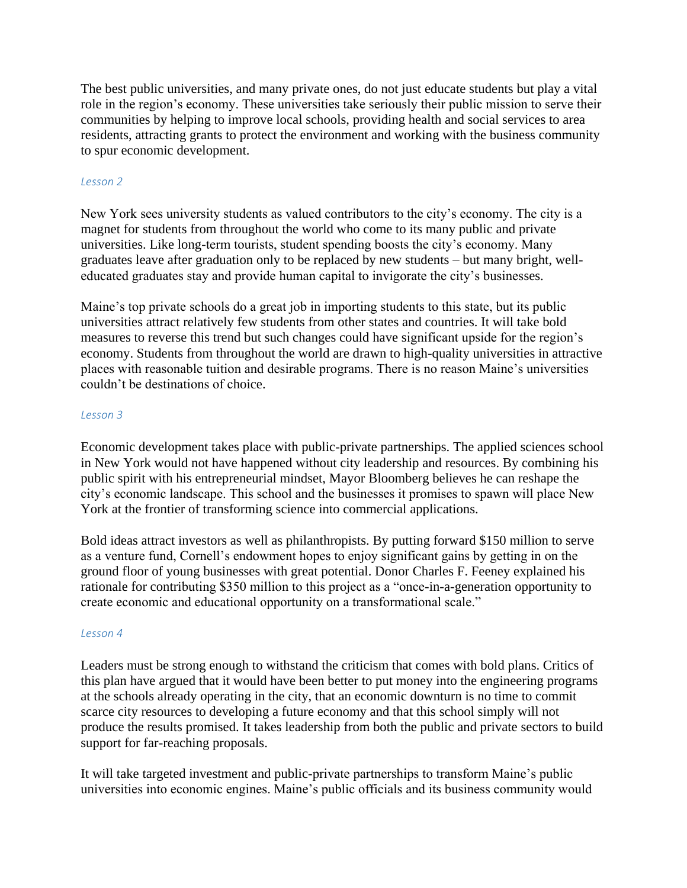The best public universities, and many private ones, do not just educate students but play a vital role in the region's economy. These universities take seriously their public mission to serve their communities by helping to improve local schools, providing health and social services to area residents, attracting grants to protect the environment and working with the business community to spur economic development.

*Lesson 2*

New York sees university students as valued contributors to the city's economy. The city is a magnet for students from throughout the world who come to its many public and private universities. Like long-term tourists, student spending boosts the city's economy. Many graduates leave after graduation only to be replaced by new students – but many bright, well-educated graduates stay and provide human capital to invigorate the city's businesses.

Maine's top private schools do a great job in importing students to this state, but its public universities attract relatively few students from other states and countries. It will take bold measures to reverse this trend but such changes could have significant upside for the region's economy. Students from throughout the world are drawn to high-quality universities in attractive places with reasonable tuition and desirable programs. There is no reason Maine's universities couldn't be destinations of choice.

*Lesson 3*

Economic development takes place with public-private partnerships. The applied sciences school in New York would not have happened without city leadership and resources. By combining his public spirit with his entrepreneurial mindset, Mayor Bloomberg believes he can reshape the city's economic landscape. This school and the businesses it promises to spawn will place New York at the frontier of transforming science into commercial applications.

Bold ideas attract investors as well as philanthropists. By putting forward $150 million to serve as a venture fund, Cornell's endowment hopes to enjoy significant gains by getting in on the ground floor of young businesses with great potential. Donor Charles F. Feeney explained his rationale for contributing $350 million to this project as a "once-in-a-generation opportunity to create economic and educational opportunity on a transformational scale."

*Lesson 4*

Leaders must be strong enough to withstand the criticism that comes with bold plans. Critics of this plan have argued that it would have been better to put money into the engineering programs at the schools already operating in the city, that an economic downturn is no time to commit scarce city resources to developing a future economy and that this school simply will not produce the results promised. It takes leadership from both the public and private sectors to build support for far-reaching proposals.

It will take targeted investment and public-private partnerships to transform Maine's public universities into economic engines. Maine's public officials and its business community would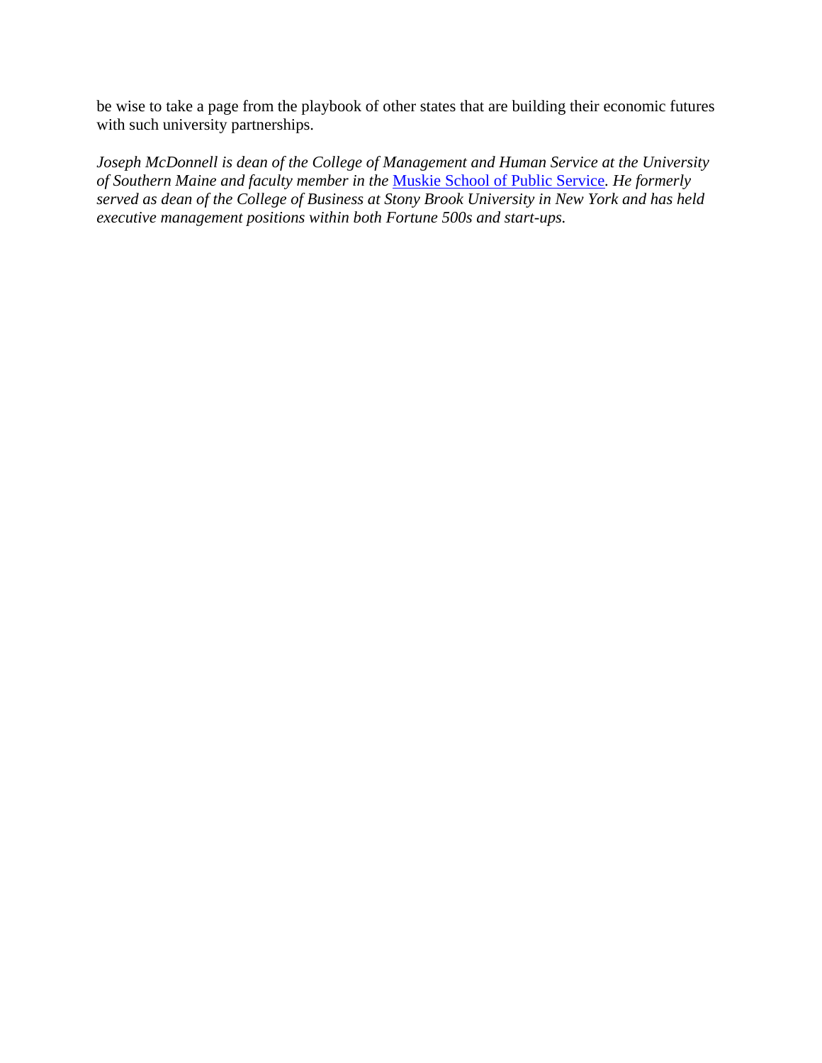be wise to take a page from the playbook of other states that are building their economic futures with such university partnerships.

*Joseph McDonnell is dean of the College of Management and Human Service at the University of Southern Maine and faculty member in the* Muskie School of Public Service*. He formerly served as dean of the College of Business at Stony Brook University in New York and has held executive management positions within both Fortune 500s and start-ups.*